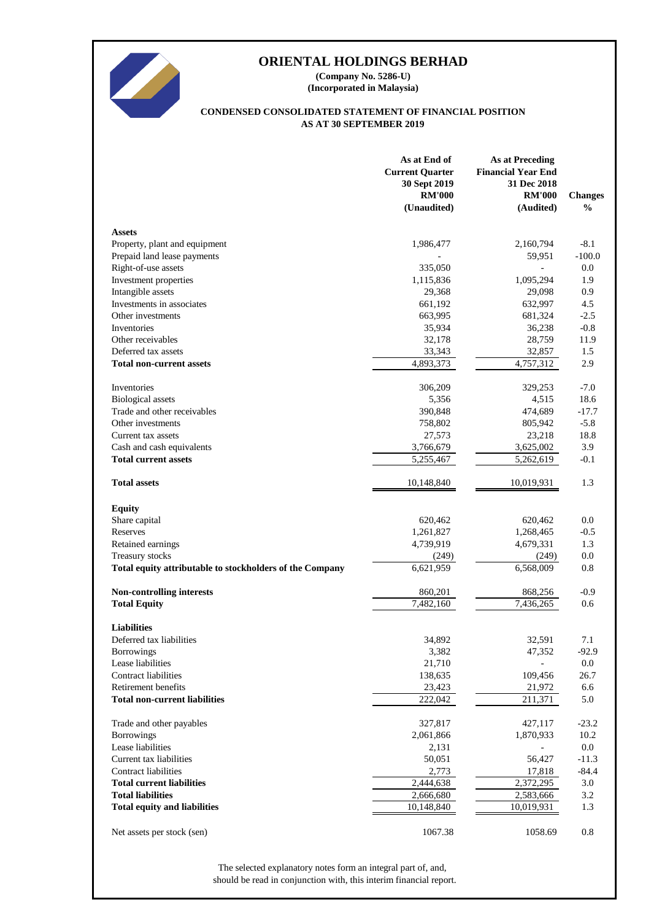# ORIENTAL HOLDINGS BERHAD

**(Company No. 5286-U)**
**(Incorporated in Malaysia)**

**CONDENSED CONSOLIDATED STATEMENT OF FINANCIAL POSITION**
**AS AT 30 SEPTEMBER 2019**

| | **As at End of Current Quarter 30 Sept 2019 RM'000 (Unaudited)** | **As at Preceding Financial Year End 31 Dec 2018 RM'000 (Audited)** | **Changes %** |
|---|---|---|---|
| **Assets** | | | |
| Property, plant and equipment | 1,986,477 | 2,160,794 | -8.1 |
| Prepaid land lease payments | - | 59,951 | -100.0 |
| Right-of-use assets | 335,050 | - | 0.0 |
| Investment properties | 1,115,836 | 1,095,294 | 1.9 |
| Intangible assets | 29,368 | 29,098 | 0.9 |
| Investments in associates | 661,192 | 632,997 | 4.5 |
| Other investments | 663,995 | 681,324 | -2.5 |
| Inventories | 35,934 | 36,238 | -0.8 |
| Other receivables | 32,178 | 28,759 | 11.9 |
| Deferred tax assets | 33,343 | 32,857 | 1.5 |
| **Total non-current assets** | 4,893,373 | 4,757,312 | 2.9 |
| | | | |
| Inventories | 306,209 | 329,253 | -7.0 |
| Biological assets | 5,356 | 4,515 | 18.6 |
| Trade and other receivables | 390,848 | 474,689 | -17.7 |
| Other investments | 758,802 | 805,942 | -5.8 |
| Current tax assets | 27,573 | 23,218 | 18.8 |
| Cash and cash equivalents | 3,766,679 | 3,625,002 | 3.9 |
| **Total current assets** | 5,255,467 | 5,262,619 | -0.1 |
| | | | |
| **Total assets** | 10,148,840 | 10,019,931 | 1.3 |
| | | | |
| **Equity** | | | |
| Share capital | 620,462 | 620,462 | 0.0 |
| Reserves | 1,261,827 | 1,268,465 | -0.5 |
| Retained earnings | 4,739,919 | 4,679,331 | 1.3 |
| Treasury stocks | (249) | (249) | 0.0 |
| **Total equity attributable to stockholders of the Company** | 6,621,959 | 6,568,009 | 0.8 |
| | | | |
| **Non-controlling interests** | 860,201 | 868,256 | -0.9 |
| **Total Equity** | 7,482,160 | 7,436,265 | 0.6 |
| | | | |
| **Liabilities** | | | |
| Deferred tax liabilities | 34,892 | 32,591 | 7.1 |
| Borrowings | 3,382 | 47,352 | -92.9 |
| Lease liabilities | 21,710 | - | 0.0 |
| Contract liabilities | 138,635 | 109,456 | 26.7 |
| Retirement benefits | 23,423 | 21,972 | 6.6 |
| **Total non-current liabilities** | 222,042 | 211,371 | 5.0 |
| | | | |
| Trade and other payables | 327,817 | 427,117 | -23.2 |
| Borrowings | 2,061,866 | 1,870,933 | 10.2 |
| Lease liabilities | 2,131 | - | 0.0 |
| Current tax liabilities | 50,051 | 56,427 | -11.3 |
| Contract liabilities | 2,773 | 17,818 | -84.4 |
| **Total current liabilities** | 2,444,638 | 2,372,295 | 3.0 |
| **Total liabilities** | 2,666,680 | 2,583,666 | 3.2 |
| **Total equity and liabilities** | 10,148,840 | 10,019,931 | 1.3 |
| | | | |
| Net assets per stock (sen) | 1067.38 | 1058.69 | 0.8 |

The selected explanatory notes form an integral part of, and, should be read in conjunction with, this interim financial report.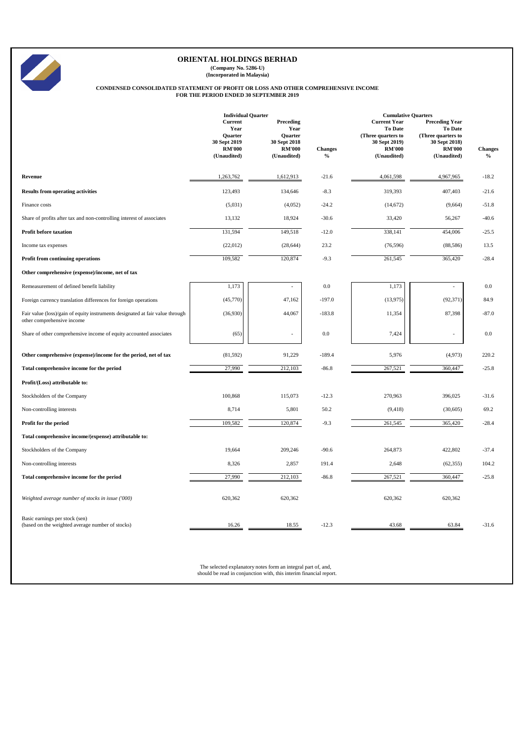# ORIENTAL HOLDINGS BERHAD

**(Company No. 5286-U)**
**(Incorporated in Malaysia)**

**CONDENSED CONSOLIDATED STATEMENT OF PROFIT OR LOSS AND OTHER COMPREHENSIVE INCOME**
**FOR THE PERIOD ENDED 30 SEPTEMBER 2019**

| | Individual Quarter | | | Cumulative Quarters | | |
|---|---|---|---|---|---|---|
| | Current Year Quarter 30 Sept 2019 RM'000 (Unaudited) | Preceding Year Quarter 30 Sept 2018 RM'000 (Unaudited) | Changes % | Current Year To Date (Three quarters to 30 Sept 2019) RM'000 (Unaudited) | Preceding Year To Date (Three quarters to 30 Sept 2018) RM'000 (Unaudited) | Changes % |
| **Revenue** | 1,263,762 | 1,612,913 | -21.6 | 4,061,598 | 4,967,965 | -18.2 |
| **Results from operating activities** | 123,493 | 134,646 | -8.3 | 319,393 | 407,403 | -21.6 |
| Finance costs | (5,031) | (4,052) | -24.2 | (14,672) | (9,664) | -51.8 |
| Share of profits after tax and non-controlling interest of associates | 13,132 | 18,924 | -30.6 | 33,420 | 56,267 | -40.6 |
| **Profit before taxation** | 131,594 | 149,518 | -12.0 | 338,141 | 454,006 | -25.5 |
| Income tax expenses | (22,012) | (28,644) | 23.2 | (76,596) | (88,586) | 13.5 |
| **Profit from continuing operations** | 109,582 | 120,874 | -9.3 | 261,545 | 365,420 | -28.4 |
| **Other comprehensive (expense)/income, net of tax** | | | | | | |
| Remeasurement of defined benefit liability | 1,173 | - | 0.0 | 1,173 | - | 0.0 |
| Foreign currency translation differences for foreign operations | (45,770) | 47,162 | -197.0 | (13,975) | (92,371) | 84.9 |
| Fair value (loss)/gain of equity instruments designated at fair value through other comprehensive income | (36,930) | 44,067 | -183.8 | 11,354 | 87,398 | -87.0 |
| Share of other comprehensive income of equity accounted associates | (65) | - | 0.0 | 7,424 | - | 0.0 |
| **Other comprehensive (expense)/income for the period, net of tax** | (81,592) | 91,229 | -189.4 | 5,976 | (4,973) | 220.2 |
| **Total comprehensive income for the period** | 27,990 | 212,103 | -86.8 | 267,521 | 360,447 | -25.8 |
| **Profit/(Loss) attributable to:** | | | | | | |
| Stockholders of the Company | 100,868 | 115,073 | -12.3 | 270,963 | 396,025 | -31.6 |
| Non-controlling interests | 8,714 | 5,801 | 50.2 | (9,418) | (30,605) | 69.2 |
| **Profit for the period** | 109,582 | 120,874 | -9.3 | 261,545 | 365,420 | -28.4 |
| **Total comprehensive income/(expense) attributable to:** | | | | | | |
| Stockholders of the Company | 19,664 | 209,246 | -90.6 | 264,873 | 422,802 | -37.4 |
| Non-controlling interests | 8,326 | 2,857 | 191.4 | 2,648 | (62,355) | 104.2 |
| **Total comprehensive income for the period** | 27,990 | 212,103 | -86.8 | 267,521 | 360,447 | -25.8 |
| *Weighted average number of stocks in issue ('000)* | 620,362 | 620,362 | | 620,362 | 620,362 | |
| Basic earnings per stock (sen) (based on the weighted average number of stocks) | 16.26 | 18.55 | -12.3 | 43.68 | 63.84 | -31.6 |

The selected explanatory notes form an integral part of, and, should be read in conjunction with, this interim financial report.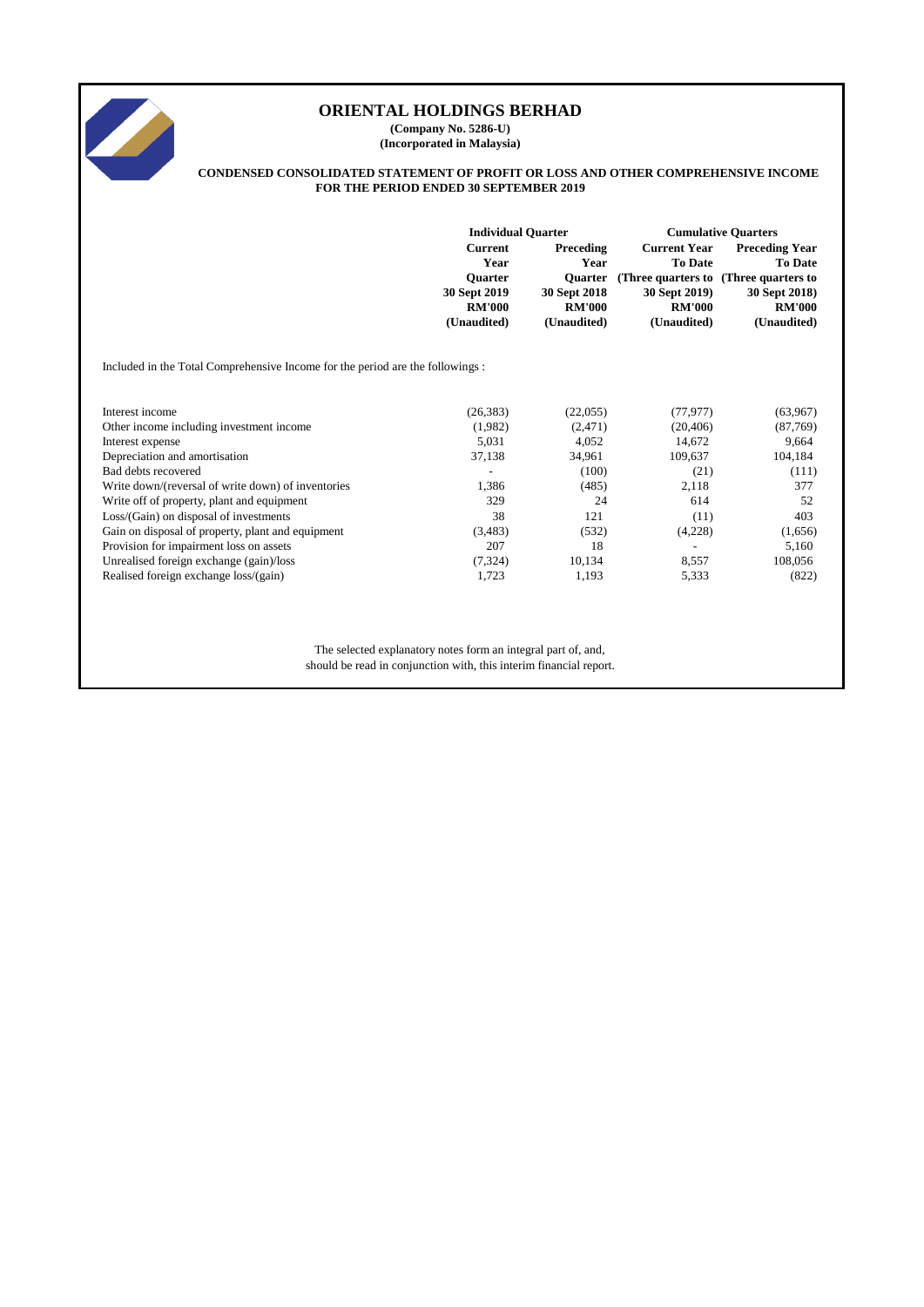# ORIENTAL HOLDINGS BERHAD

**(Company No. 5286-U)**
**(Incorporated in Malaysia)**

**CONDENSED CONSOLIDATED STATEMENT OF PROFIT OR LOSS AND OTHER COMPREHENSIVE INCOME FOR THE PERIOD ENDED 30 SEPTEMBER 2019**

| | Individual Quarter | | Cumulative Quarters | |
|---|---|---|---|---|
| | Current Year Quarter 30 Sept 2019 RM'000 (Unaudited) | Preceding Year Quarter 30 Sept 2018 RM'000 (Unaudited) | Current Year To Date (Three quarters to 30 Sept 2019) RM'000 (Unaudited) | Preceding Year To Date (Three quarters to 30 Sept 2018) RM'000 (Unaudited) |
| Included in the Total Comprehensive Income for the period are the followings : | | | | |
| Interest income | (26,383) | (22,055) | (77,977) | (63,967) |
| Other income including investment income | (1,982) | (2,471) | (20,406) | (87,769) |
| Interest expense | 5,031 | 4,052 | 14,672 | 9,664 |
| Depreciation and amortisation | 37,138 | 34,961 | 109,637 | 104,184 |
| Bad debts recovered | - | (100) | (21) | (111) |
| Write down/(reversal of write down) of inventories | 1,386 | (485) | 2,118 | 377 |
| Write off of property, plant and equipment | 329 | 24 | 614 | 52 |
| Loss/(Gain) on disposal of investments | 38 | 121 | (11) | 403 |
| Gain on disposal of property, plant and equipment | (3,483) | (532) | (4,228) | (1,656) |
| Provision for impairment loss on assets | 207 | 18 | - | 5,160 |
| Unrealised foreign exchange (gain)/loss | (7,324) | 10,134 | 8,557 | 108,056 |
| Realised foreign exchange loss/(gain) | 1,723 | 1,193 | 5,333 | (822) |

The selected explanatory notes form an integral part of, and, should be read in conjunction with, this interim financial report.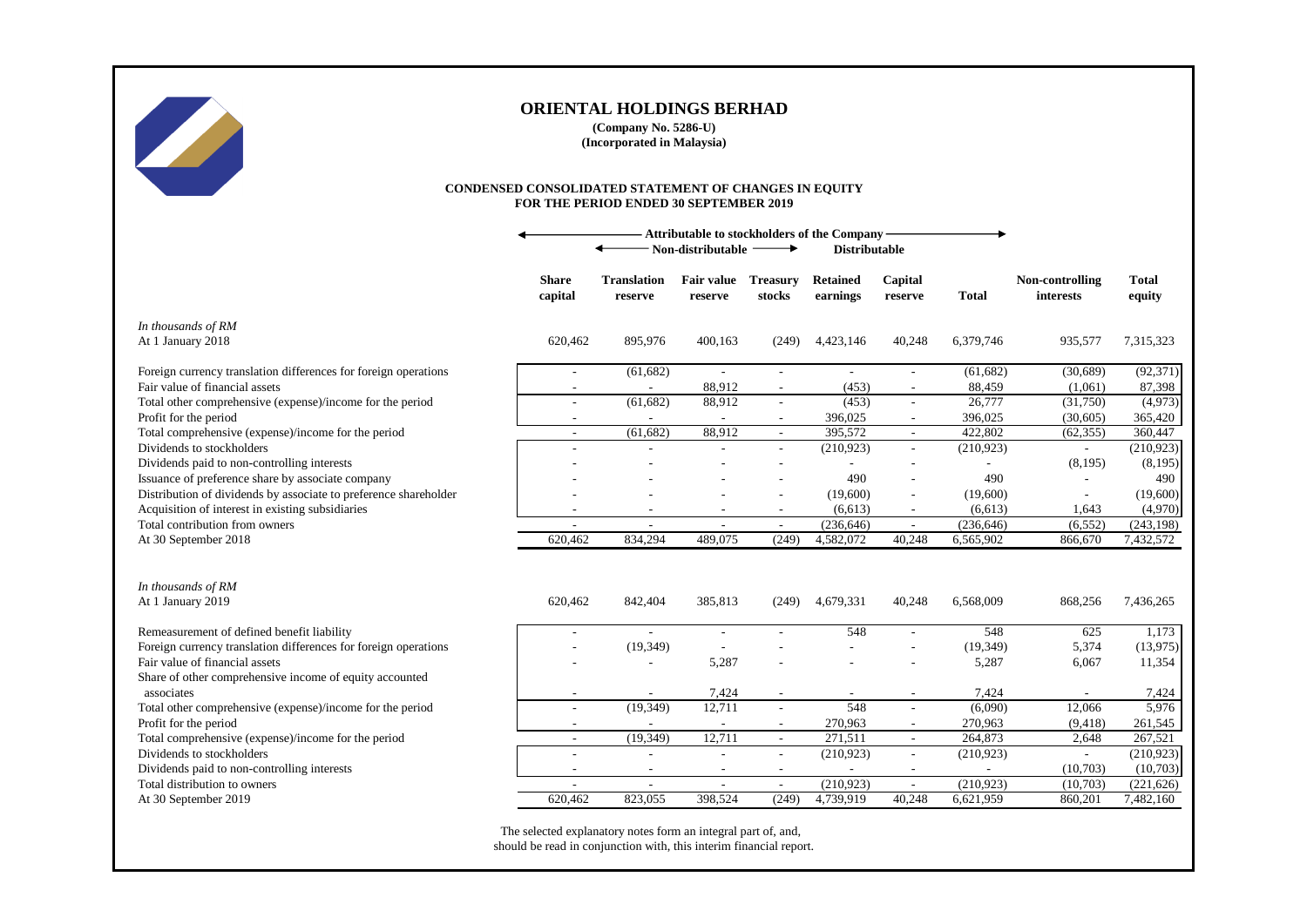# ORIENTAL HOLDINGS BERHAD

**(Company No. 5286-U)**
**(Incorporated in Malaysia)**

**CONDENSED CONSOLIDATED STATEMENT OF CHANGES IN EQUITY**
**FOR THE PERIOD ENDED 30 SEPTEMBER 2019**

| | Attributable to stockholders of the Company | | | | | | | | |
|---|---|---|---|---|---|---|---|---|---|
| | | Non-distributable | | | Distributable | | | | |
| | **Share capital** | **Translation reserve** | **Fair value reserve** | **Treasury stocks** | **Retained earnings** | **Capital reserve** | **Total** | **Non-controlling interests** | **Total equity** |
| *In thousands of RM* | | | | | | | | | |
| At 1 January 2018 | 620,462 | 895,976 | 400,163 | (249) | 4,423,146 | 40,248 | 6,379,746 | 935,577 | 7,315,323 |
| Foreign currency translation differences for foreign operations | - | (61,682) | - | - | - | - | (61,682) | (30,689) | (92,371) |
| Fair value of financial assets | - | - | 88,912 | - | (453) | - | 88,459 | (1,061) | 87,398 |
| Total other comprehensive (expense)/income for the period | - | (61,682) | 88,912 | - | (453) | - | 26,777 | (31,750) | (4,973) |
| Profit for the period | - | - | - | - | 396,025 | - | 396,025 | (30,605) | 365,420 |
| Total comprehensive (expense)/income for the period | - | (61,682) | 88,912 | - | 395,572 | - | 422,802 | (62,355) | 360,447 |
| Dividends to stockholders | - | - | - | - | (210,923) | - | (210,923) | - | (210,923) |
| Dividends paid to non-controlling interests | - | - | - | - | - | - | - | (8,195) | (8,195) |
| Issuance of preference share by associate company | - | - | - | - | 490 | - | 490 | - | 490 |
| Distribution of dividends by associate to preference shareholder | - | - | - | - | (19,600) | - | (19,600) | - | (19,600) |
| Acquisition of interest in existing subsidiaries | - | - | - | - | (6,613) | - | (6,613) | 1,643 | (4,970) |
| Total contribution from owners | - | - | - | - | (236,646) | - | (236,646) | (6,552) | (243,198) |
| At 30 September 2018 | 620,462 | 834,294 | 489,075 | (249) | 4,582,072 | 40,248 | 6,565,902 | 866,670 | 7,432,572 |
| | | | | | | | | | |
| *In thousands of RM* | | | | | | | | | |
| At 1 January 2019 | 620,462 | 842,404 | 385,813 | (249) | 4,679,331 | 40,248 | 6,568,009 | 868,256 | 7,436,265 |
| Remeasurement of defined benefit liability | - | - | - | - | 548 | - | 548 | 625 | 1,173 |
| Foreign currency translation differences for foreign operations | - | (19,349) | - | - | - | - | (19,349) | 5,374 | (13,975) |
| Fair value of financial assets | - | - | 5,287 | - | - | - | 5,287 | 6,067 | 11,354 |
| Share of other comprehensive income of equity accounted associates | - | - | 7,424 | - | - | - | 7,424 | - | 7,424 |
| Total other comprehensive (expense)/income for the period | - | (19,349) | 12,711 | - | 548 | - | (6,090) | 12,066 | 5,976 |
| Profit for the period | - | - | - | - | 270,963 | - | 270,963 | (9,418) | 261,545 |
| Total comprehensive (expense)/income for the period | - | (19,349) | 12,711 | - | 271,511 | - | 264,873 | 2,648 | 267,521 |
| Dividends to stockholders | - | - | - | - | (210,923) | - | (210,923) | - | (210,923) |
| Dividends paid to non-controlling interests | - | - | - | - | - | - | - | (10,703) | (10,703) |
| Total distribution to owners | - | - | - | - | (210,923) | - | (210,923) | (10,703) | (221,626) |
| At 30 September 2019 | 620,462 | 823,055 | 398,524 | (249) | 4,739,919 | 40,248 | 6,621,959 | 860,201 | 7,482,160 |

The selected explanatory notes form an integral part of, and, should be read in conjunction with, this interim financial report.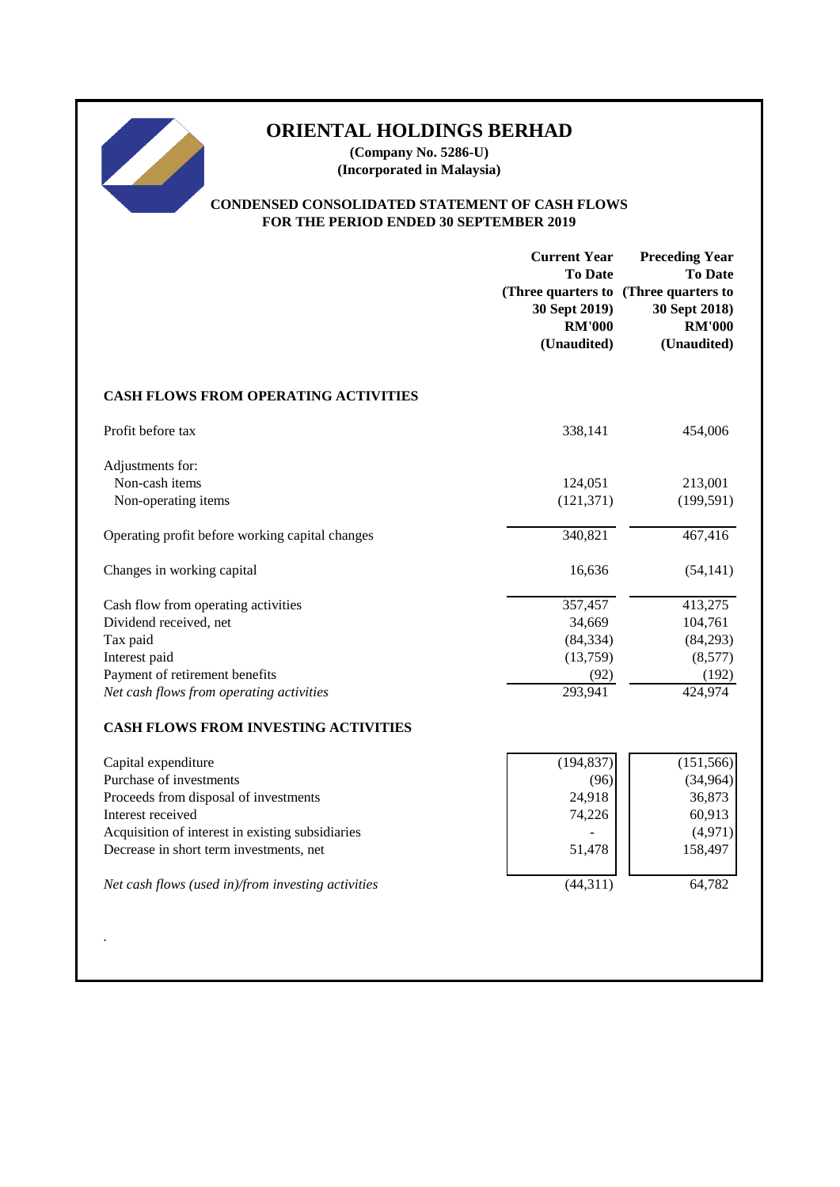# ORIENTAL HOLDINGS BERHAD

**(Company No. 5286-U)**
**(Incorporated in Malaysia)**

## CONDENSED CONSOLIDATED STATEMENT OF CASH FLOWS
## FOR THE PERIOD ENDED 30 SEPTEMBER 2019

| | Current Year To Date (Three quarters to 30 Sept 2019) RM'000 (Unaudited) | Preceding Year To Date (Three quarters to 30 Sept 2018) RM'000 (Unaudited) |
|---|---|---|
| **CASH FLOWS FROM OPERATING ACTIVITIES** | | |
| Profit before tax | 338,141 | 454,006 |
| Adjustments for: | | |
| Non-cash items | 124,051 | 213,001 |
| Non-operating items | (121,371) | (199,591) |
| Operating profit before working capital changes | 340,821 | 467,416 |
| Changes in working capital | 16,636 | (54,141) |
| Cash flow from operating activities | 357,457 | 413,275 |
| Dividend received, net | 34,669 | 104,761 |
| Tax paid | (84,334) | (84,293) |
| Interest paid | (13,759) | (8,577) |
| Payment of retirement benefits | (92) | (192) |
| *Net cash flows from operating activities* | 293,941 | 424,974 |
| **CASH FLOWS FROM INVESTING ACTIVITIES** | | |
| Capital expenditure | (194,837) | (151,566) |
| Purchase of investments | (96) | (34,964) |
| Proceeds from disposal of investments | 24,918 | 36,873 |
| Interest received | 74,226 | 60,913 |
| Acquisition of interest in existing subsidiaries | - | (4,971) |
| Decrease in short term investments, net | 51,478 | 158,497 |
| *Net cash flows (used in)/from investing activities* | (44,311) | 64,782 |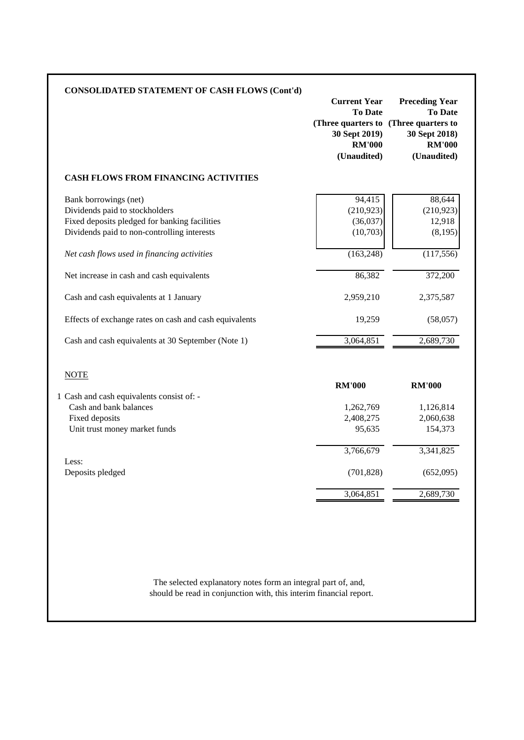## CONSOLIDATED STATEMENT OF CASH FLOWS (Cont'd)

| | Current Year To Date (Three quarters to 30 Sept 2019) RM'000 (Unaudited) | Preceding Year To Date (Three quarters to 30 Sept 2018) RM'000 (Unaudited) |
|---|---|---|
| **CASH FLOWS FROM FINANCING ACTIVITIES** | | |
| Bank borrowings (net) | 94,415 | 88,644 |
| Dividends paid to stockholders | (210,923) | (210,923) |
| Fixed deposits pledged for banking facilities | (36,037) | 12,918 |
| Dividends paid to non-controlling interests | (10,703) | (8,195) |
| *Net cash flows used in financing activities* | (163,248) | (117,556) |
| Net increase in cash and cash equivalents | 86,382 | 372,200 |
| Cash and cash equivalents at 1 January | 2,959,210 | 2,375,587 |
| Effects of exchange rates on cash and cash equivalents | 19,259 | (58,057) |
| Cash and cash equivalents at 30 September (Note 1) | 3,064,851 | 2,689,730 |

NOTE

| | RM'000 | RM'000 |
|---|---|---|
| 1 Cash and cash equivalents consist of: - | | |
| Cash and bank balances | 1,262,769 | 1,126,814 |
| Fixed deposits | 2,408,275 | 2,060,638 |
| Unit trust money market funds | 95,635 | 154,373 |
| | 3,766,679 | 3,341,825 |
| Less: | | |
| Deposits pledged | (701,828) | (652,095) |
| | 3,064,851 | 2,689,730 |

The selected explanatory notes form an integral part of, and, should be read in conjunction with, this interim financial report.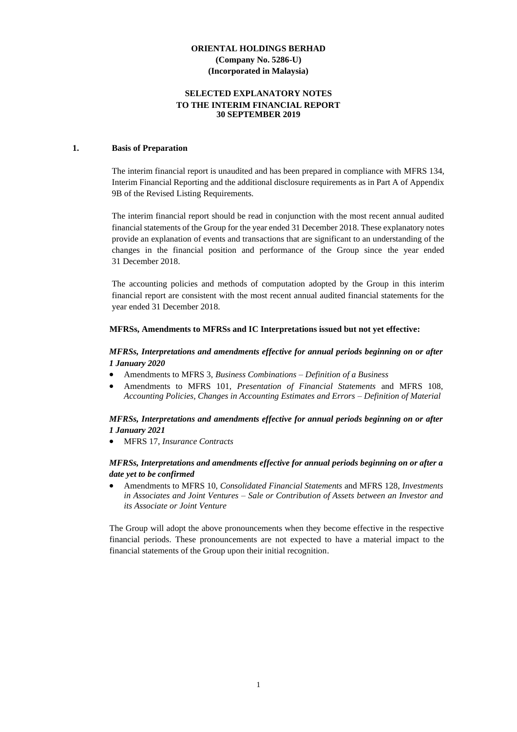**ORIENTAL HOLDINGS BERHAD**
**(Company No. 5286-U)**
**(Incorporated in Malaysia)**

**SELECTED EXPLANATORY NOTES**
**TO THE INTERIM FINANCIAL REPORT**
**30 SEPTEMBER 2019**

## 1. Basis of Preparation

The interim financial report is unaudited and has been prepared in compliance with MFRS 134, Interim Financial Reporting and the additional disclosure requirements as in Part A of Appendix 9B of the Revised Listing Requirements.

The interim financial report should be read in conjunction with the most recent annual audited financial statements of the Group for the year ended 31 December 2018. These explanatory notes provide an explanation of events and transactions that are significant to an understanding of the changes in the financial position and performance of the Group since the year ended 31 December 2018.

The accounting policies and methods of computation adopted by the Group in this interim financial report are consistent with the most recent annual audited financial statements for the year ended 31 December 2018.

**MFRSs, Amendments to MFRSs and IC Interpretations issued but not yet effective:**

***MFRSs, Interpretations and amendments effective for annual periods beginning on or after 1 January 2020***

- Amendments to MFRS 3, *Business Combinations – Definition of a Business*
- Amendments to MFRS 101, *Presentation of Financial Statements* and MFRS 108, *Accounting Policies, Changes in Accounting Estimates and Errors – Definition of Material*

***MFRSs, Interpretations and amendments effective for annual periods beginning on or after 1 January 2021***

- MFRS 17, *Insurance Contracts*

***MFRSs, Interpretations and amendments effective for annual periods beginning on or after a date yet to be confirmed***

- Amendments to MFRS 10, *Consolidated Financial Statements* and MFRS 128, *Investments in Associates and Joint Ventures – Sale or Contribution of Assets between an Investor and its Associate or Joint Venture*

The Group will adopt the above pronouncements when they become effective in the respective financial periods. These pronouncements are not expected to have a material impact to the financial statements of the Group upon their initial recognition.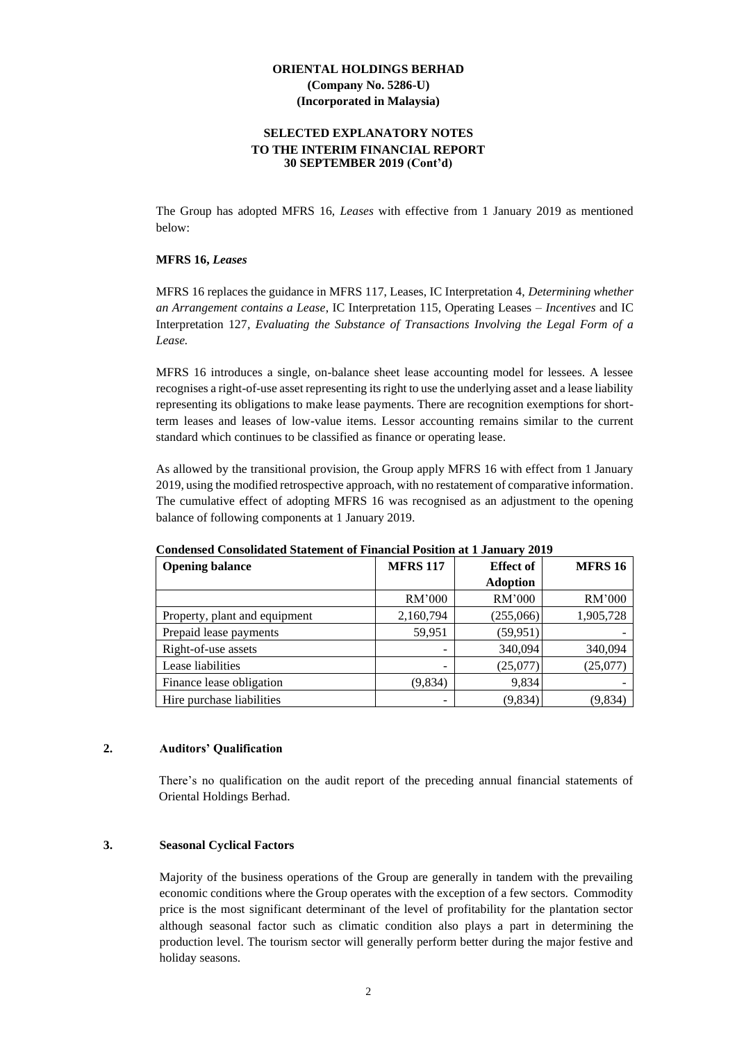**ORIENTAL HOLDINGS BERHAD**
**(Company No. 5286-U)**
**(Incorporated in Malaysia)**

**SELECTED EXPLANATORY NOTES**
**TO THE INTERIM FINANCIAL REPORT**
**30 SEPTEMBER 2019 (Cont'd)**

The Group has adopted MFRS 16, *Leases* with effective from 1 January 2019 as mentioned below:

**MFRS 16,** ***Leases***

MFRS 16 replaces the guidance in MFRS 117, Leases, IC Interpretation 4, *Determining whether an Arrangement contains a Lease*, IC Interpretation 115, Operating Leases – *Incentives* and IC Interpretation 127, *Evaluating the Substance of Transactions Involving the Legal Form of a Lease.*

MFRS 16 introduces a single, on-balance sheet lease accounting model for lessees. A lessee recognises a right-of-use asset representing its right to use the underlying asset and a lease liability representing its obligations to make lease payments. There are recognition exemptions for short-term leases and leases of low-value items. Lessor accounting remains similar to the current standard which continues to be classified as finance or operating lease.

As allowed by the transitional provision, the Group apply MFRS 16 with effect from 1 January 2019, using the modified retrospective approach, with no restatement of comparative information. The cumulative effect of adopting MFRS 16 was recognised as an adjustment to the opening balance of following components at 1 January 2019.

**Condensed Consolidated Statement of Financial Position at 1 January 2019**

| Opening balance | MFRS 117 | Effect of Adoption | MFRS 16 |
|---|---|---|---|
| | RM'000 | RM'000 | RM'000 |
| Property, plant and equipment | 2,160,794 | (255,066) | 1,905,728 |
| Prepaid lease payments | 59,951 | (59,951) | - |
| Right-of-use assets | - | 340,094 | 340,094 |
| Lease liabilities | - | (25,077) | (25,077) |
| Finance lease obligation | (9,834) | 9,834 | - |
| Hire purchase liabilities | - | (9,834) | (9,834) |

## 2. Auditors' Qualification

There's no qualification on the audit report of the preceding annual financial statements of Oriental Holdings Berhad.

## 3. Seasonal Cyclical Factors

Majority of the business operations of the Group are generally in tandem with the prevailing economic conditions where the Group operates with the exception of a few sectors. Commodity price is the most significant determinant of the level of profitability for the plantation sector although seasonal factor such as climatic condition also plays a part in determining the production level. The tourism sector will generally perform better during the major festive and holiday seasons.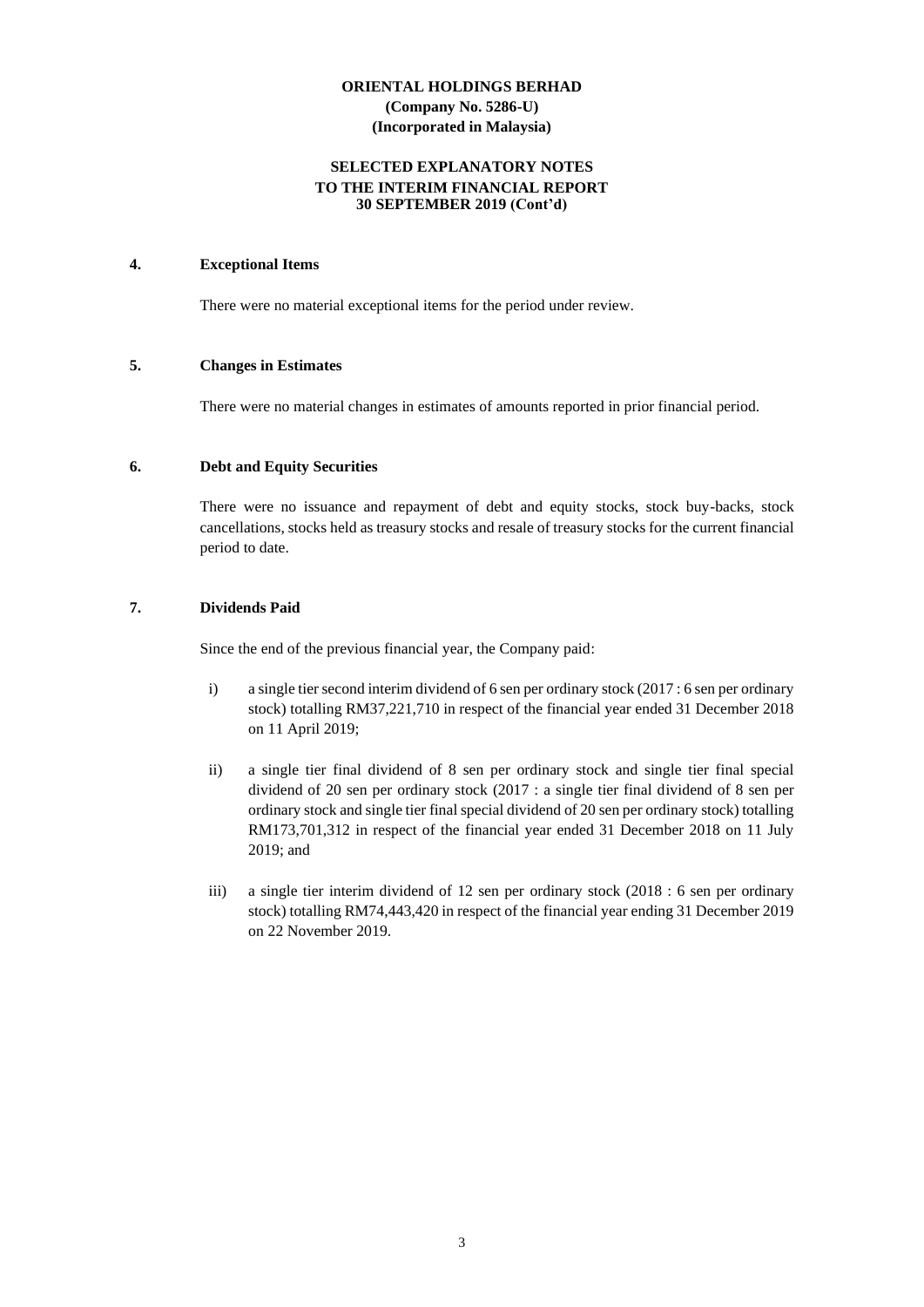**ORIENTAL HOLDINGS BERHAD**
**(Company No. 5286-U)**
**(Incorporated in Malaysia)**

**SELECTED EXPLANATORY NOTES**
**TO THE INTERIM FINANCIAL REPORT**
**30 SEPTEMBER 2019 (Cont'd)**

## 4. Exceptional Items

There were no material exceptional items for the period under review.

## 5. Changes in Estimates

There were no material changes in estimates of amounts reported in prior financial period.

## 6. Debt and Equity Securities

There were no issuance and repayment of debt and equity stocks, stock buy-backs, stock cancellations, stocks held as treasury stocks and resale of treasury stocks for the current financial period to date.

## 7. Dividends Paid

Since the end of the previous financial year, the Company paid:

i) a single tier second interim dividend of 6 sen per ordinary stock (2017 : 6 sen per ordinary stock) totalling RM37,221,710 in respect of the financial year ended 31 December 2018 on 11 April 2019;

ii) a single tier final dividend of 8 sen per ordinary stock and single tier final special dividend of 20 sen per ordinary stock (2017 : a single tier final dividend of 8 sen per ordinary stock and single tier final special dividend of 20 sen per ordinary stock) totalling RM173,701,312 in respect of the financial year ended 31 December 2018 on 11 July 2019; and

iii) a single tier interim dividend of 12 sen per ordinary stock (2018 : 6 sen per ordinary stock) totalling RM74,443,420 in respect of the financial year ending 31 December 2019 on 22 November 2019.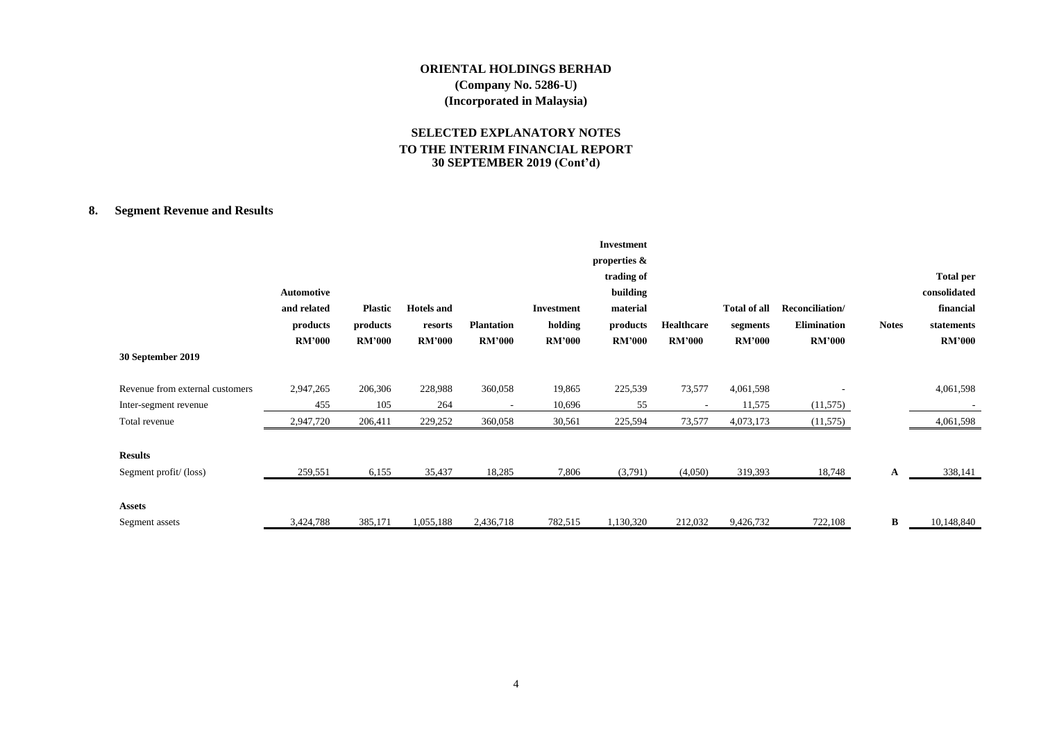# ORIENTAL HOLDINGS BERHAD

**(Company No. 5286-U)**

**(Incorporated in Malaysia)**

## SELECTED EXPLANATORY NOTES TO THE INTERIM FINANCIAL REPORT 30 SEPTEMBER 2019 (Cont'd)

### 8. Segment Revenue and Results

| | Automotive and related products RM'000 | Plastic products RM'000 | Hotels and resorts RM'000 | Plantation RM'000 | Investment holding RM'000 | Investment properties & trading of building material products RM'000 | Healthcare RM'000 | Total of all segments RM'000 | Reconciliation/ Elimination RM'000 | Notes | Total per consolidated financial statements RM'000 |
|---|---|---|---|---|---|---|---|---|---|---|---|
| **30 September 2019** | | | | | | | | | | | |
| Revenue from external customers | 2,947,265 | 206,306 | 228,988 | 360,058 | 19,865 | 225,539 | 73,577 | 4,061,598 | - | | 4,061,598 |
| Inter-segment revenue | 455 | 105 | 264 | - | 10,696 | 55 | - | 11,575 | (11,575) | | - |
| Total revenue | 2,947,720 | 206,411 | 229,252 | 360,058 | 30,561 | 225,594 | 73,577 | 4,073,173 | (11,575) | | 4,061,598 |
| **Results** | | | | | | | | | | | |
| Segment profit/ (loss) | 259,551 | 6,155 | 35,437 | 18,285 | 7,806 | (3,791) | (4,050) | 319,393 | 18,748 | **A** | 338,141 |
| **Assets** | | | | | | | | | | | |
| Segment assets | 3,424,788 | 385,171 | 1,055,188 | 2,436,718 | 782,515 | 1,130,320 | 212,032 | 9,426,732 | 722,108 | **B** | 10,148,840 |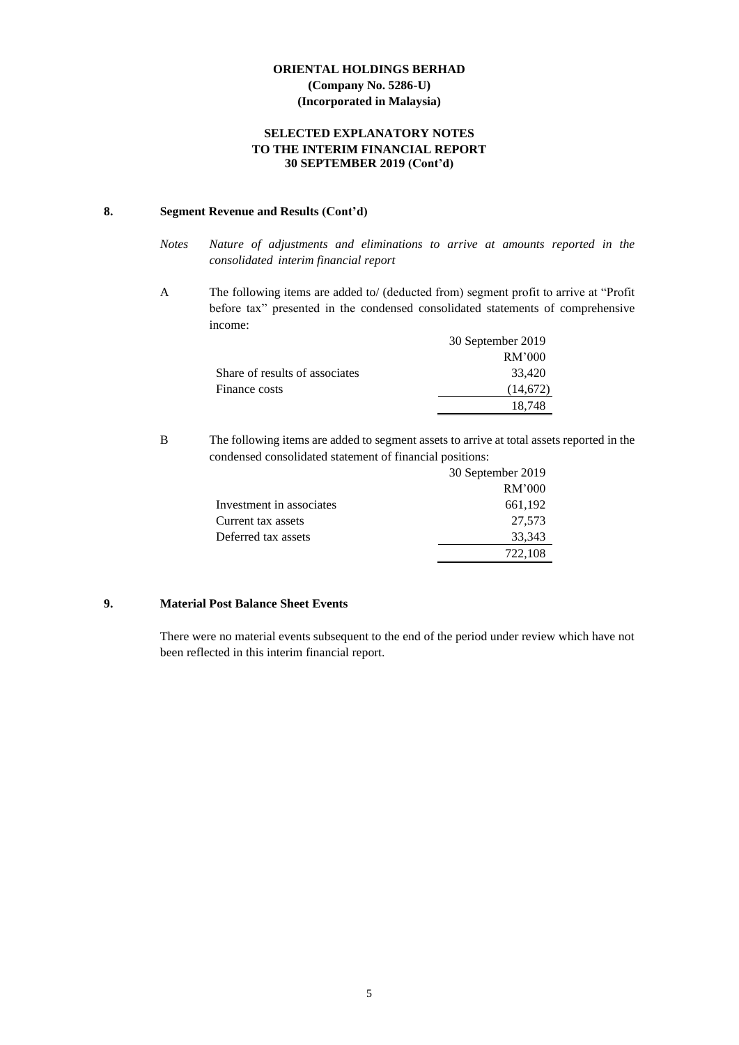**ORIENTAL HOLDINGS BERHAD**
**(Company No. 5286-U)**
**(Incorporated in Malaysia)**

**SELECTED EXPLANATORY NOTES TO THE INTERIM FINANCIAL REPORT 30 SEPTEMBER 2019 (Cont'd)**

## 8. Segment Revenue and Results (Cont'd)

*Notes* *Nature of adjustments and eliminations to arrive at amounts reported in the consolidated interim financial report*

A The following items are added to/ (deducted from) segment profit to arrive at "Profit before tax" presented in the condensed consolidated statements of comprehensive income:

| | 30 September 2019 |
|---|---|
| | RM'000 |
| Share of results of associates | 33,420 |
| Finance costs | (14,672) |
| | 18,748 |

B The following items are added to segment assets to arrive at total assets reported in the condensed consolidated statement of financial positions:

| | 30 September 2019 |
|---|---|
| | RM'000 |
| Investment in associates | 661,192 |
| Current tax assets | 27,573 |
| Deferred tax assets | 33,343 |
| | 722,108 |

## 9. Material Post Balance Sheet Events

There were no material events subsequent to the end of the period under review which have not been reflected in this interim financial report.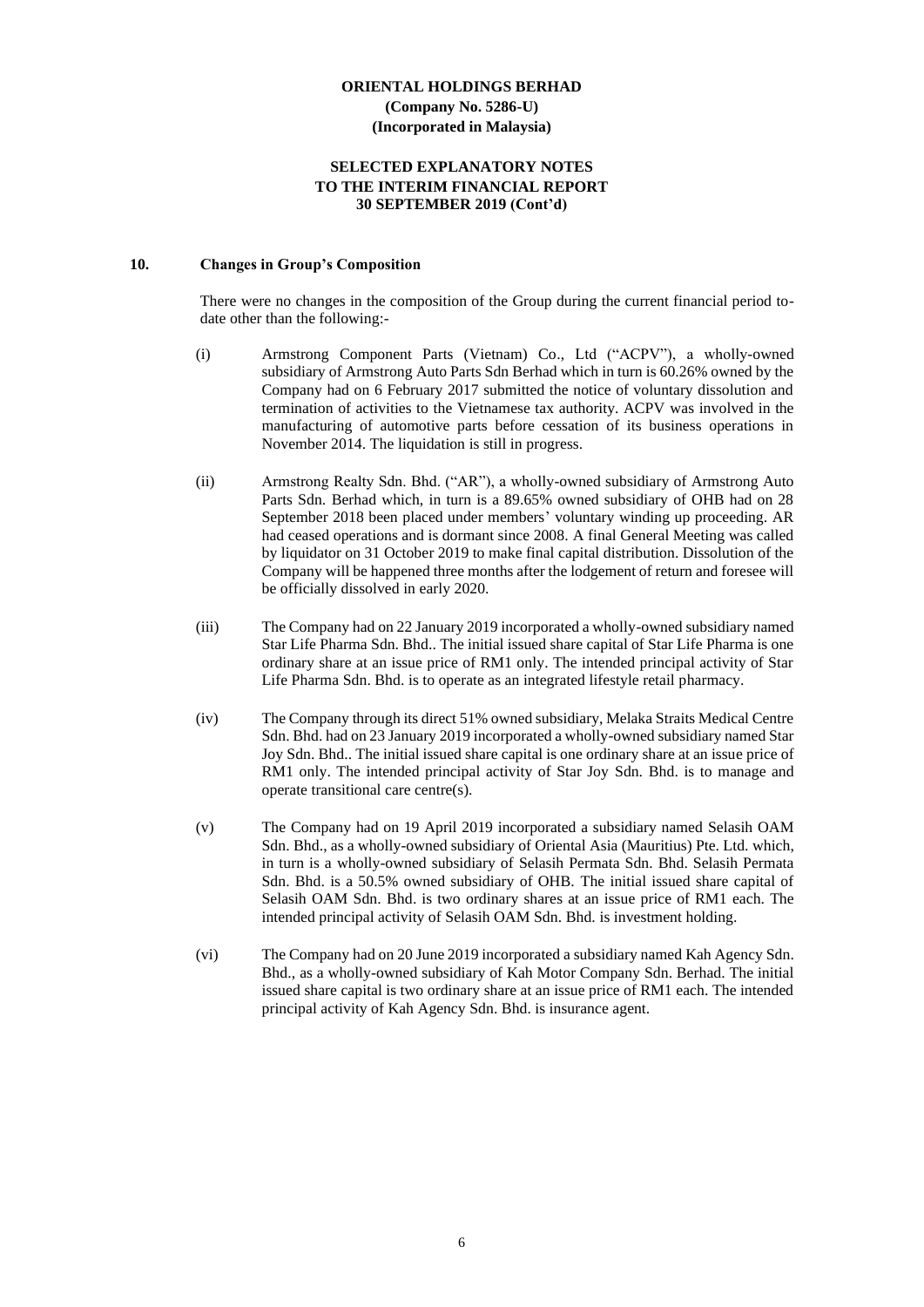**ORIENTAL HOLDINGS BERHAD**
**(Company No. 5286-U)**
**(Incorporated in Malaysia)**

**SELECTED EXPLANATORY NOTES**
**TO THE INTERIM FINANCIAL REPORT**
**30 SEPTEMBER 2019 (Cont'd)**

## 10. Changes in Group's Composition

There were no changes in the composition of the Group during the current financial period to-date other than the following:-

(i) Armstrong Component Parts (Vietnam) Co., Ltd ("ACPV"), a wholly-owned subsidiary of Armstrong Auto Parts Sdn Berhad which in turn is 60.26% owned by the Company had on 6 February 2017 submitted the notice of voluntary dissolution and termination of activities to the Vietnamese tax authority. ACPV was involved in the manufacturing of automotive parts before cessation of its business operations in November 2014. The liquidation is still in progress.

(ii) Armstrong Realty Sdn. Bhd. ("AR"), a wholly-owned subsidiary of Armstrong Auto Parts Sdn. Berhad which, in turn is a 89.65% owned subsidiary of OHB had on 28 September 2018 been placed under members' voluntary winding up proceeding. AR had ceased operations and is dormant since 2008. A final General Meeting was called by liquidator on 31 October 2019 to make final capital distribution. Dissolution of the Company will be happened three months after the lodgement of return and foresee will be officially dissolved in early 2020.

(iii) The Company had on 22 January 2019 incorporated a wholly-owned subsidiary named Star Life Pharma Sdn. Bhd.. The initial issued share capital of Star Life Pharma is one ordinary share at an issue price of RM1 only. The intended principal activity of Star Life Pharma Sdn. Bhd. is to operate as an integrated lifestyle retail pharmacy.

(iv) The Company through its direct 51% owned subsidiary, Melaka Straits Medical Centre Sdn. Bhd. had on 23 January 2019 incorporated a wholly-owned subsidiary named Star Joy Sdn. Bhd.. The initial issued share capital is one ordinary share at an issue price of RM1 only. The intended principal activity of Star Joy Sdn. Bhd. is to manage and operate transitional care centre(s).

(v) The Company had on 19 April 2019 incorporated a subsidiary named Selasih OAM Sdn. Bhd., as a wholly-owned subsidiary of Oriental Asia (Mauritius) Pte. Ltd. which, in turn is a wholly-owned subsidiary of Selasih Permata Sdn. Bhd. Selasih Permata Sdn. Bhd. is a 50.5% owned subsidiary of OHB. The initial issued share capital of Selasih OAM Sdn. Bhd. is two ordinary shares at an issue price of RM1 each. The intended principal activity of Selasih OAM Sdn. Bhd. is investment holding.

(vi) The Company had on 20 June 2019 incorporated a subsidiary named Kah Agency Sdn. Bhd., as a wholly-owned subsidiary of Kah Motor Company Sdn. Berhad. The initial issued share capital is two ordinary share at an issue price of RM1 each. The intended principal activity of Kah Agency Sdn. Bhd. is insurance agent.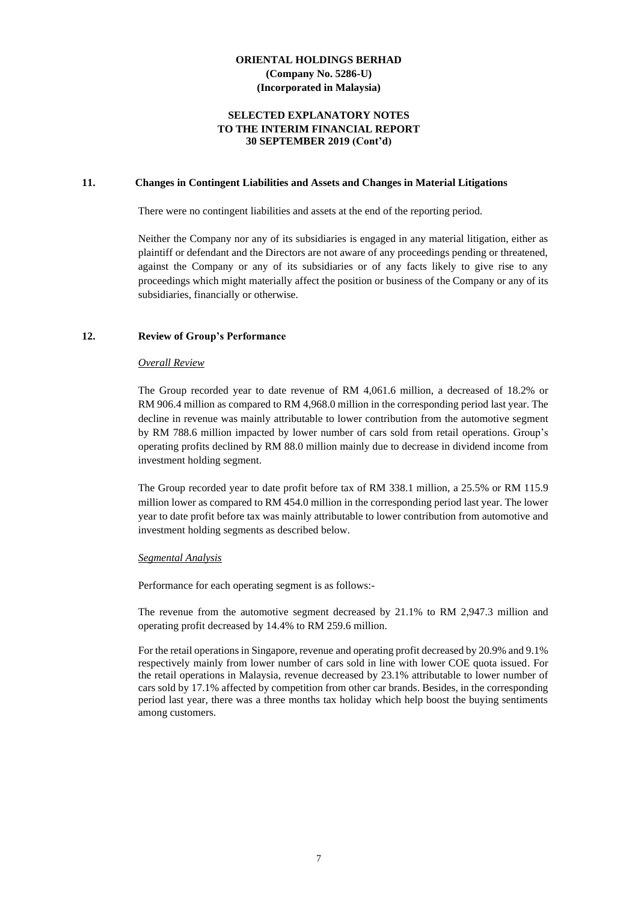**ORIENTAL HOLDINGS BERHAD**
**(Company No. 5286-U)**
**(Incorporated in Malaysia)**

**SELECTED EXPLANATORY NOTES**
**TO THE INTERIM FINANCIAL REPORT**
**30 SEPTEMBER 2019 (Cont'd)**

## 11. Changes in Contingent Liabilities and Assets and Changes in Material Litigations

There were no contingent liabilities and assets at the end of the reporting period.

Neither the Company nor any of its subsidiaries is engaged in any material litigation, either as plaintiff or defendant and the Directors are not aware of any proceedings pending or threatened, against the Company or any of its subsidiaries or of any facts likely to give rise to any proceedings which might materially affect the position or business of the Company or any of its subsidiaries, financially or otherwise.

## 12. Review of Group's Performance

*Overall Review*

The Group recorded year to date revenue of RM 4,061.6 million, a decreased of 18.2% or RM 906.4 million as compared to RM 4,968.0 million in the corresponding period last year. The decline in revenue was mainly attributable to lower contribution from the automotive segment by RM 788.6 million impacted by lower number of cars sold from retail operations. Group's operating profits declined by RM 88.0 million mainly due to decrease in dividend income from investment holding segment.

The Group recorded year to date profit before tax of RM 338.1 million, a 25.5% or RM 115.9 million lower as compared to RM 454.0 million in the corresponding period last year. The lower year to date profit before tax was mainly attributable to lower contribution from automotive and investment holding segments as described below.

*Segmental Analysis*

Performance for each operating segment is as follows:-

The revenue from the automotive segment decreased by 21.1% to RM 2,947.3 million and operating profit decreased by 14.4% to RM 259.6 million.

For the retail operations in Singapore, revenue and operating profit decreased by 20.9% and 9.1% respectively mainly from lower number of cars sold in line with lower COE quota issued. For the retail operations in Malaysia, revenue decreased by 23.1% attributable to lower number of cars sold by 17.1% affected by competition from other car brands. Besides, in the corresponding period last year, there was a three months tax holiday which help boost the buying sentiments among customers.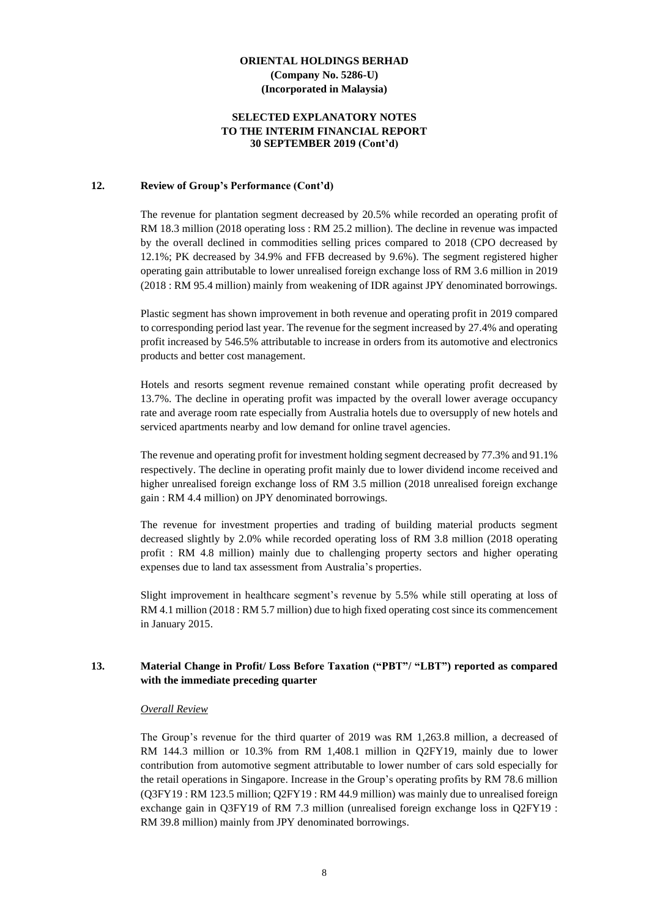### 12. Review of Group's Performance (Cont'd)

The revenue for plantation segment decreased by 20.5% while recorded an operating profit of RM 18.3 million (2018 operating loss : RM 25.2 million). The decline in revenue was impacted by the overall declined in commodities selling prices compared to 2018 (CPO decreased by 12.1%; PK decreased by 34.9% and FFB decreased by 9.6%). The segment registered higher operating gain attributable to lower unrealised foreign exchange loss of RM 3.6 million in 2019 (2018 : RM 95.4 million) mainly from weakening of IDR against JPY denominated borrowings.

Plastic segment has shown improvement in both revenue and operating profit in 2019 compared to corresponding period last year. The revenue for the segment increased by 27.4% and operating profit increased by 546.5% attributable to increase in orders from its automotive and electronics products and better cost management.

Hotels and resorts segment revenue remained constant while operating profit decreased by 13.7%. The decline in operating profit was impacted by the overall lower average occupancy rate and average room rate especially from Australia hotels due to oversupply of new hotels and serviced apartments nearby and low demand for online travel agencies.

The revenue and operating profit for investment holding segment decreased by 77.3% and 91.1% respectively. The decline in operating profit mainly due to lower dividend income received and higher unrealised foreign exchange loss of RM 3.5 million (2018 unrealised foreign exchange gain : RM 4.4 million) on JPY denominated borrowings.

The revenue for investment properties and trading of building material products segment decreased slightly by 2.0% while recorded operating loss of RM 3.8 million (2018 operating profit : RM 4.8 million) mainly due to challenging property sectors and higher operating expenses due to land tax assessment from Australia's properties.

Slight improvement in healthcare segment's revenue by 5.5% while still operating at loss of RM 4.1 million (2018 : RM 5.7 million) due to high fixed operating cost since its commencement in January 2015.

### 13. Material Change in Profit/ Loss Before Taxation ("PBT"/ "LBT") reported as compared with the immediate preceding quarter

*Overall Review*

The Group's revenue for the third quarter of 2019 was RM 1,263.8 million, a decreased of RM 144.3 million or 10.3% from RM 1,408.1 million in Q2FY19, mainly due to lower contribution from automotive segment attributable to lower number of cars sold especially for the retail operations in Singapore. Increase in the Group's operating profits by RM 78.6 million (Q3FY19 : RM 123.5 million; Q2FY19 : RM 44.9 million) was mainly due to unrealised foreign exchange gain in Q3FY19 of RM 7.3 million (unrealised foreign exchange loss in Q2FY19 : RM 39.8 million) mainly from JPY denominated borrowings.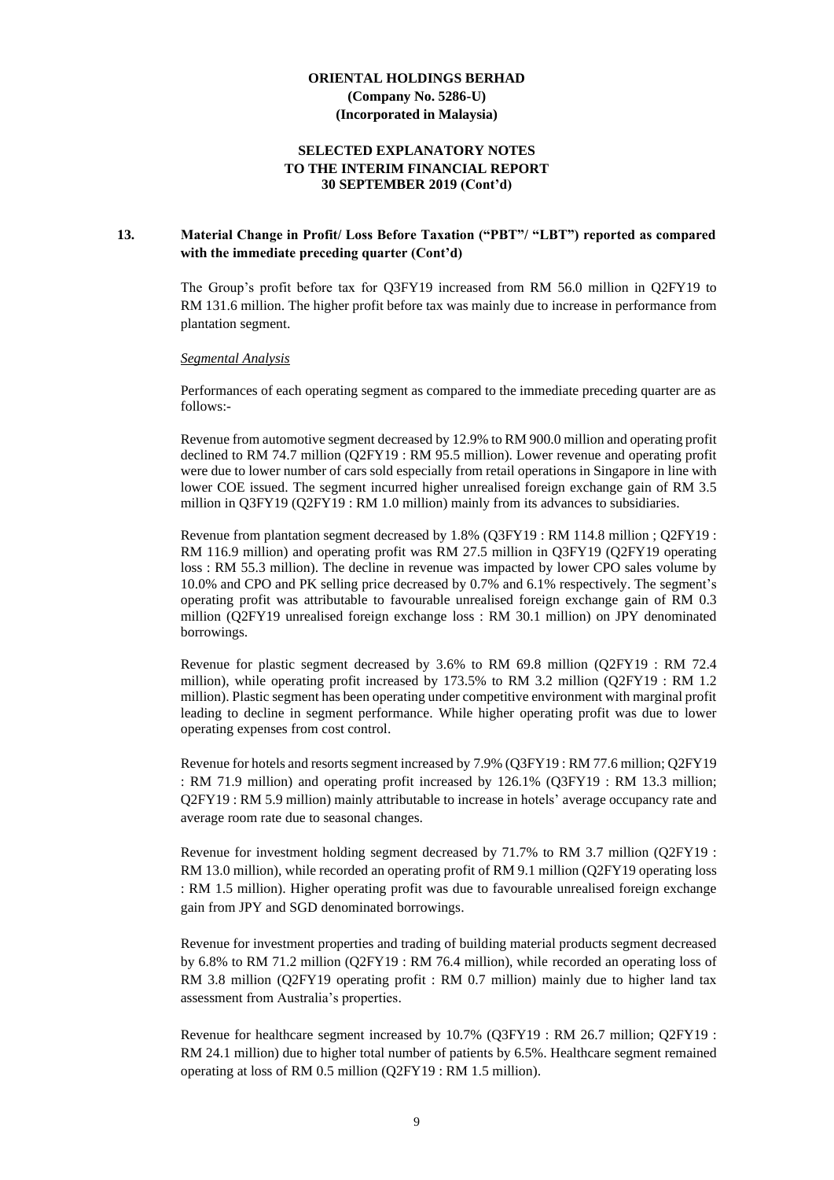**ORIENTAL HOLDINGS BERHAD**
**(Company No. 5286-U)**
**(Incorporated in Malaysia)**

**SELECTED EXPLANATORY NOTES**
**TO THE INTERIM FINANCIAL REPORT**
**30 SEPTEMBER 2019 (Cont'd)**

## 13. Material Change in Profit/ Loss Before Taxation ("PBT"/ "LBT") reported as compared with the immediate preceding quarter (Cont'd)

The Group's profit before tax for Q3FY19 increased from RM 56.0 million in Q2FY19 to RM 131.6 million. The higher profit before tax was mainly due to increase in performance from plantation segment.

*Segmental Analysis*

Performances of each operating segment as compared to the immediate preceding quarter are as follows:-

Revenue from automotive segment decreased by 12.9% to RM 900.0 million and operating profit declined to RM 74.7 million (Q2FY19 : RM 95.5 million). Lower revenue and operating profit were due to lower number of cars sold especially from retail operations in Singapore in line with lower COE issued. The segment incurred higher unrealised foreign exchange gain of RM 3.5 million in Q3FY19 (Q2FY19 : RM 1.0 million) mainly from its advances to subsidiaries.

Revenue from plantation segment decreased by 1.8% (Q3FY19 : RM 114.8 million ; Q2FY19 : RM 116.9 million) and operating profit was RM 27.5 million in Q3FY19 (Q2FY19 operating loss : RM 55.3 million). The decline in revenue was impacted by lower CPO sales volume by 10.0% and CPO and PK selling price decreased by 0.7% and 6.1% respectively. The segment's operating profit was attributable to favourable unrealised foreign exchange gain of RM 0.3 million (Q2FY19 unrealised foreign exchange loss : RM 30.1 million) on JPY denominated borrowings.

Revenue for plastic segment decreased by 3.6% to RM 69.8 million (Q2FY19 : RM 72.4 million), while operating profit increased by 173.5% to RM 3.2 million (Q2FY19 : RM 1.2 million). Plastic segment has been operating under competitive environment with marginal profit leading to decline in segment performance. While higher operating profit was due to lower operating expenses from cost control.

Revenue for hotels and resorts segment increased by 7.9% (Q3FY19 : RM 77.6 million; Q2FY19 : RM 71.9 million) and operating profit increased by 126.1% (Q3FY19 : RM 13.3 million; Q2FY19 : RM 5.9 million) mainly attributable to increase in hotels' average occupancy rate and average room rate due to seasonal changes.

Revenue for investment holding segment decreased by 71.7% to RM 3.7 million (Q2FY19 : RM 13.0 million), while recorded an operating profit of RM 9.1 million (Q2FY19 operating loss : RM 1.5 million). Higher operating profit was due to favourable unrealised foreign exchange gain from JPY and SGD denominated borrowings.

Revenue for investment properties and trading of building material products segment decreased by 6.8% to RM 71.2 million (Q2FY19 : RM 76.4 million), while recorded an operating loss of RM 3.8 million (Q2FY19 operating profit : RM 0.7 million) mainly due to higher land tax assessment from Australia's properties.

Revenue for healthcare segment increased by 10.7% (Q3FY19 : RM 26.7 million; Q2FY19 : RM 24.1 million) due to higher total number of patients by 6.5%. Healthcare segment remained operating at loss of RM 0.5 million (Q2FY19 : RM 1.5 million).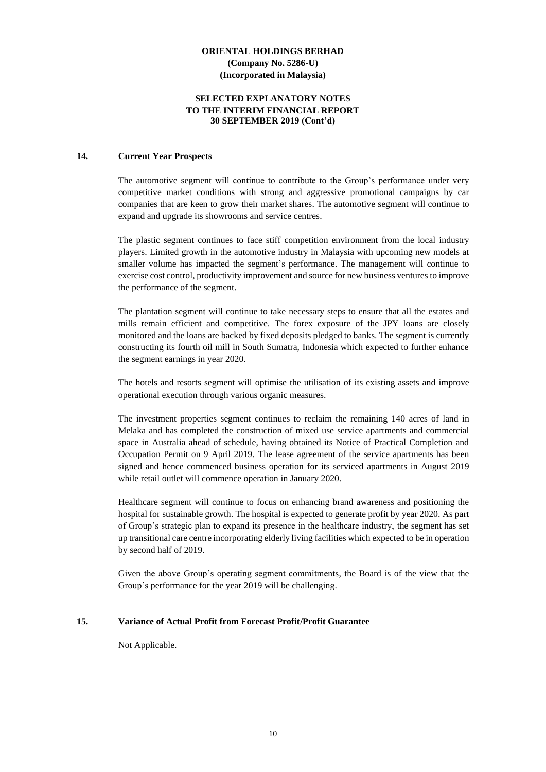**ORIENTAL HOLDINGS BERHAD**
**(Company No. 5286-U)**
**(Incorporated in Malaysia)**

**SELECTED EXPLANATORY NOTES**
**TO THE INTERIM FINANCIAL REPORT**
**30 SEPTEMBER 2019 (Cont'd)**

## 14. Current Year Prospects

The automotive segment will continue to contribute to the Group's performance under very competitive market conditions with strong and aggressive promotional campaigns by car companies that are keen to grow their market shares. The automotive segment will continue to expand and upgrade its showrooms and service centres.

The plastic segment continues to face stiff competition environment from the local industry players. Limited growth in the automotive industry in Malaysia with upcoming new models at smaller volume has impacted the segment's performance. The management will continue to exercise cost control, productivity improvement and source for new business ventures to improve the performance of the segment.

The plantation segment will continue to take necessary steps to ensure that all the estates and mills remain efficient and competitive. The forex exposure of the JPY loans are closely monitored and the loans are backed by fixed deposits pledged to banks. The segment is currently constructing its fourth oil mill in South Sumatra, Indonesia which expected to further enhance the segment earnings in year 2020.

The hotels and resorts segment will optimise the utilisation of its existing assets and improve operational execution through various organic measures.

The investment properties segment continues to reclaim the remaining 140 acres of land in Melaka and has completed the construction of mixed use service apartments and commercial space in Australia ahead of schedule, having obtained its Notice of Practical Completion and Occupation Permit on 9 April 2019. The lease agreement of the service apartments has been signed and hence commenced business operation for its serviced apartments in August 2019 while retail outlet will commence operation in January 2020.

Healthcare segment will continue to focus on enhancing brand awareness and positioning the hospital for sustainable growth. The hospital is expected to generate profit by year 2020. As part of Group's strategic plan to expand its presence in the healthcare industry, the segment has set up transitional care centre incorporating elderly living facilities which expected to be in operation by second half of 2019.

Given the above Group's operating segment commitments, the Board is of the view that the Group's performance for the year 2019 will be challenging.

## 15. Variance of Actual Profit from Forecast Profit/Profit Guarantee

Not Applicable.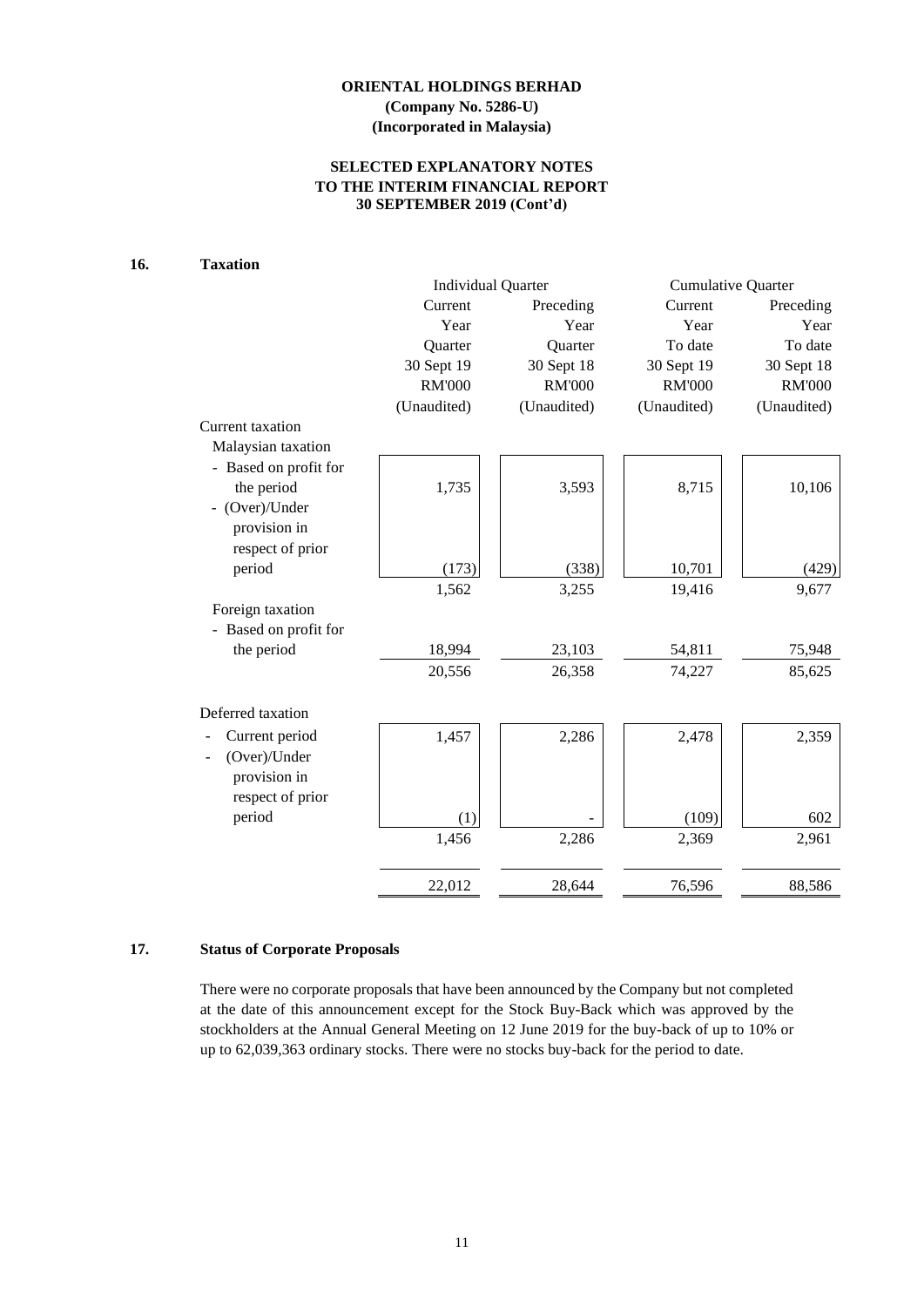**ORIENTAL HOLDINGS BERHAD**
**(Company No. 5286-U)**
**(Incorporated in Malaysia)**

**SELECTED EXPLANATORY NOTES**
**TO THE INTERIM FINANCIAL REPORT**
**30 SEPTEMBER 2019 (Cont'd)**

## 16. Taxation

| | Individual Quarter | | Cumulative Quarter | |
|---|---|---|---|---|
| | Current Year Quarter 30 Sept 19 RM'000 (Unaudited) | Preceding Year Quarter 30 Sept 18 RM'000 (Unaudited) | Current Year To date 30 Sept 19 RM'000 (Unaudited) | Preceding Year To date 30 Sept 18 RM'000 (Unaudited) |
| Current taxation | | | | |
| Malaysian taxation | | | | |
| - Based on profit for the period | 1,735 | 3,593 | 8,715 | 10,106 |
| - (Over)/Under provision in respect of prior period | (173) | (338) | 10,701 | (429) |
| | 1,562 | 3,255 | 19,416 | 9,677 |
| Foreign taxation | | | | |
| - Based on profit for the period | 18,994 | 23,103 | 54,811 | 75,948 |
| | 20,556 | 26,358 | 74,227 | 85,625 |
| Deferred taxation | | | | |
| - Current period | 1,457 | 2,286 | 2,478 | 2,359 |
| - (Over)/Under provision in respect of prior period | (1) | - | (109) | 602 |
| | 1,456 | 2,286 | 2,369 | 2,961 |
| | 22,012 | 28,644 | 76,596 | 88,586 |

## 17. Status of Corporate Proposals

There were no corporate proposals that have been announced by the Company but not completed at the date of this announcement except for the Stock Buy-Back which was approved by the stockholders at the Annual General Meeting on 12 June 2019 for the buy-back of up to 10% or up to 62,039,363 ordinary stocks. There were no stocks buy-back for the period to date.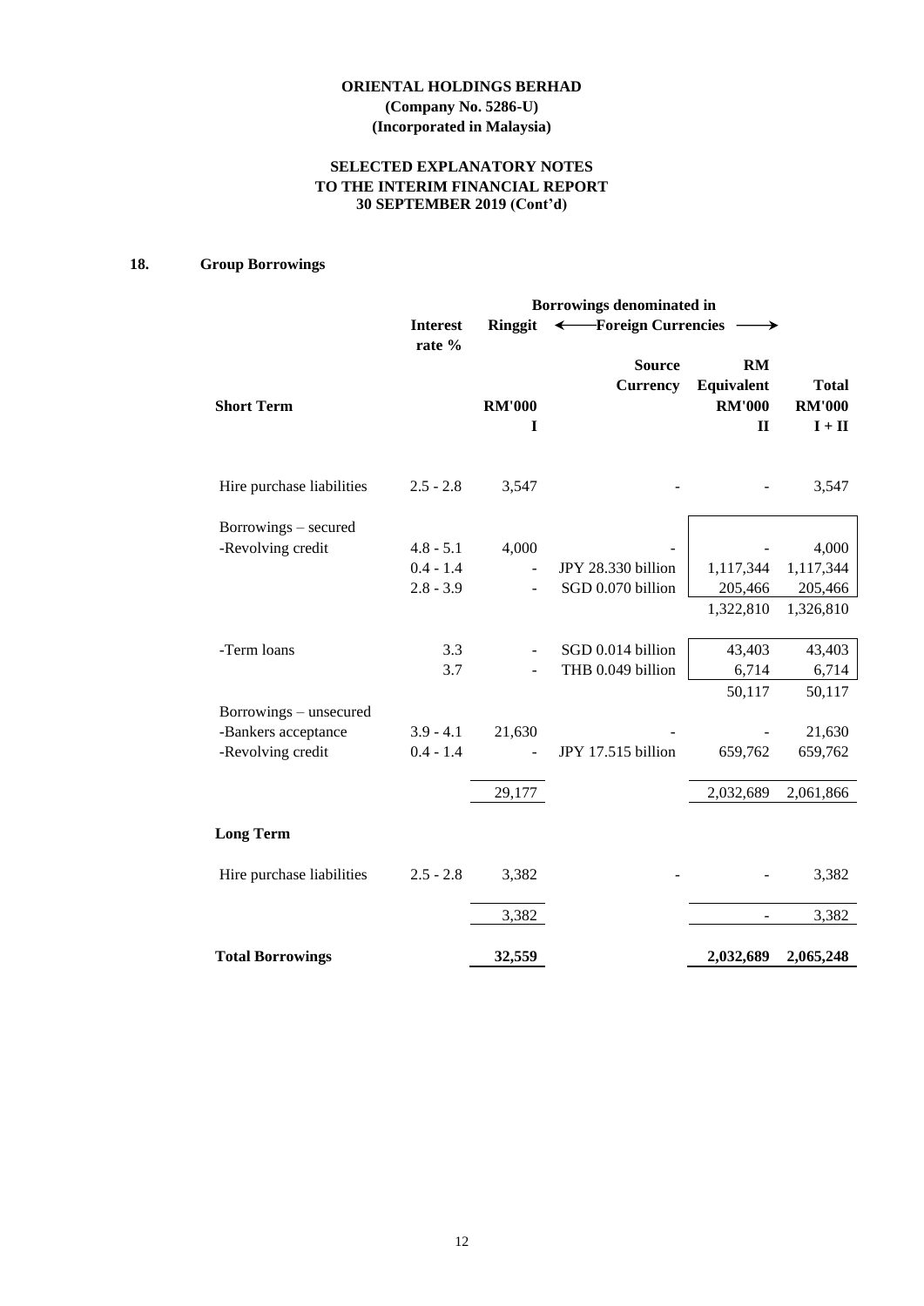**ORIENTAL HOLDINGS BERHAD**
**(Company No. 5286-U)**
**(Incorporated in Malaysia)**

**SELECTED EXPLANATORY NOTES**
**TO THE INTERIM FINANCIAL REPORT**
**30 SEPTEMBER 2019 (Cont'd)**

## 18. Group Borrowings

| | | Borrowings denominated in | | | |
|---|---|---|---|---|---|
| | Interest rate % | Ringgit | ← Foreign Currencies | → | |
| | | | Source Currency | RM Equivalent | Total |
| **Short Term** | | **RM'000** | | **RM'000** | **RM'000** |
| | | **I** | | **II** | **I + II** |
| Hire purchase liabilities | 2.5 - 2.8 | 3,547 | - | - | 3,547 |
| Borrowings – secured | | | | | |
| -Revolving credit | 4.8 - 5.1 | 4,000 | - | - | 4,000 |
| | 0.4 - 1.4 | - | JPY 28.330 billion | 1,117,344 | 1,117,344 |
| | 2.8 - 3.9 | - | SGD 0.070 billion | 205,466 | 205,466 |
| | | | | 1,322,810 | 1,326,810 |
| -Term loans | 3.3 | - | SGD 0.014 billion | 43,403 | 43,403 |
| | 3.7 | - | THB 0.049 billion | 6,714 | 6,714 |
| | | | | 50,117 | 50,117 |
| Borrowings – unsecured | | | | | |
| -Bankers acceptance | 3.9 - 4.1 | 21,630 | - | - | 21,630 |
| -Revolving credit | 0.4 - 1.4 | - | JPY 17.515 billion | 659,762 | 659,762 |
| | | 29,177 | | 2,032,689 | 2,061,866 |
| **Long Term** | | | | | |
| Hire purchase liabilities | 2.5 - 2.8 | 3,382 | - | - | 3,382 |
| | | 3,382 | | - | 3,382 |
| **Total Borrowings** | | **32,559** | | **2,032,689** | **2,065,248** |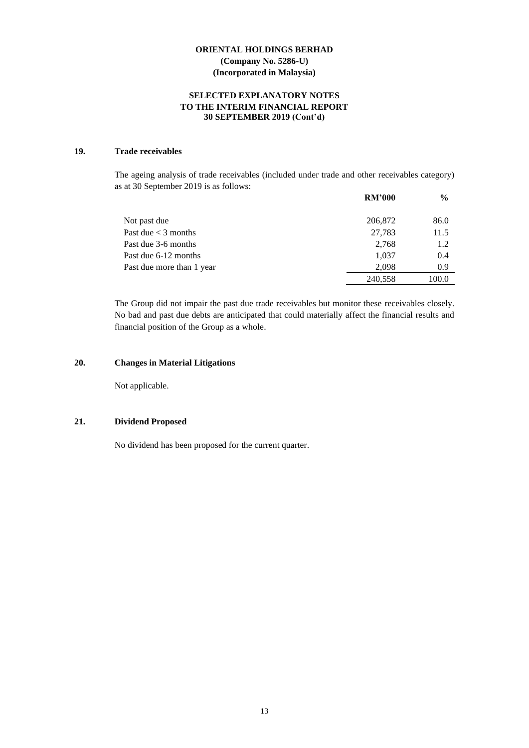**ORIENTAL HOLDINGS BERHAD**
**(Company No. 5286-U)**
**(Incorporated in Malaysia)**

**SELECTED EXPLANATORY NOTES**
**TO THE INTERIM FINANCIAL REPORT**
**30 SEPTEMBER 2019 (Cont'd)**

## 19. Trade receivables

The ageing analysis of trade receivables (included under trade and other receivables category) as at 30 September 2019 is as follows:

| | RM'000 | % |
|---|---|---|
| Not past due | 206,872 | 86.0 |
| Past due < 3 months | 27,783 | 11.5 |
| Past due 3-6 months | 2,768 | 1.2 |
| Past due 6-12 months | 1,037 | 0.4 |
| Past due more than 1 year | 2,098 | 0.9 |
| | 240,558 | 100.0 |

The Group did not impair the past due trade receivables but monitor these receivables closely. No bad and past due debts are anticipated that could materially affect the financial results and financial position of the Group as a whole.

## 20. Changes in Material Litigations

Not applicable.

## 21. Dividend Proposed

No dividend has been proposed for the current quarter.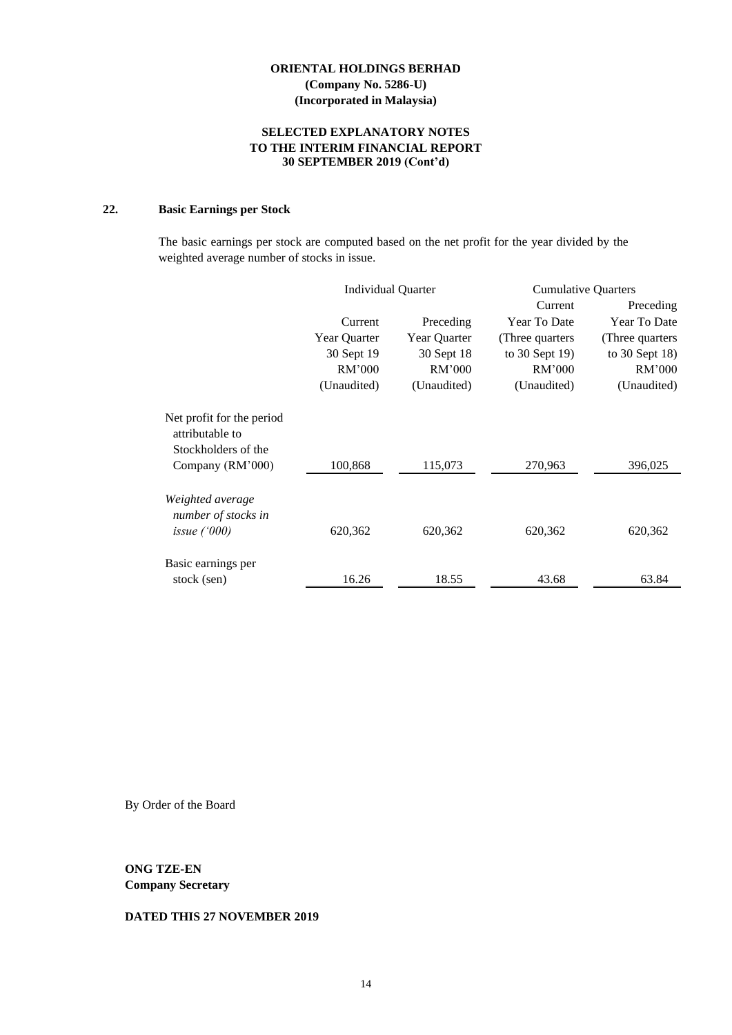**ORIENTAL HOLDINGS BERHAD**
**(Company No. 5286-U)**
**(Incorporated in Malaysia)**

**SELECTED EXPLANATORY NOTES**
**TO THE INTERIM FINANCIAL REPORT**
**30 SEPTEMBER 2019 (Cont'd)**

## 22. Basic Earnings per Stock

The basic earnings per stock are computed based on the net profit for the year divided by the weighted average number of stocks in issue.

| | Individual Quarter | | Cumulative Quarters | |
|---|---|---|---|---|
| | Current Year Quarter 30 Sept 19 RM'000 (Unaudited) | Preceding Year Quarter 30 Sept 18 RM'000 (Unaudited) | Current Year To Date (Three quarters to 30 Sept 19) RM'000 (Unaudited) | Preceding Year To Date (Three quarters to 30 Sept 18) RM'000 (Unaudited) |
| Net profit for the period attributable to Stockholders of the Company (RM'000) | 100,868 | 115,073 | 270,963 | 396,025 |
| *Weighted average number of stocks in issue ('000)* | 620,362 | 620,362 | 620,362 | 620,362 |
| Basic earnings per stock (sen) | 16.26 | 18.55 | 43.68 | 63.84 |

By Order of the Board

**ONG TZE-EN**
**Company Secretary**

**DATED THIS 27 NOVEMBER 2019**